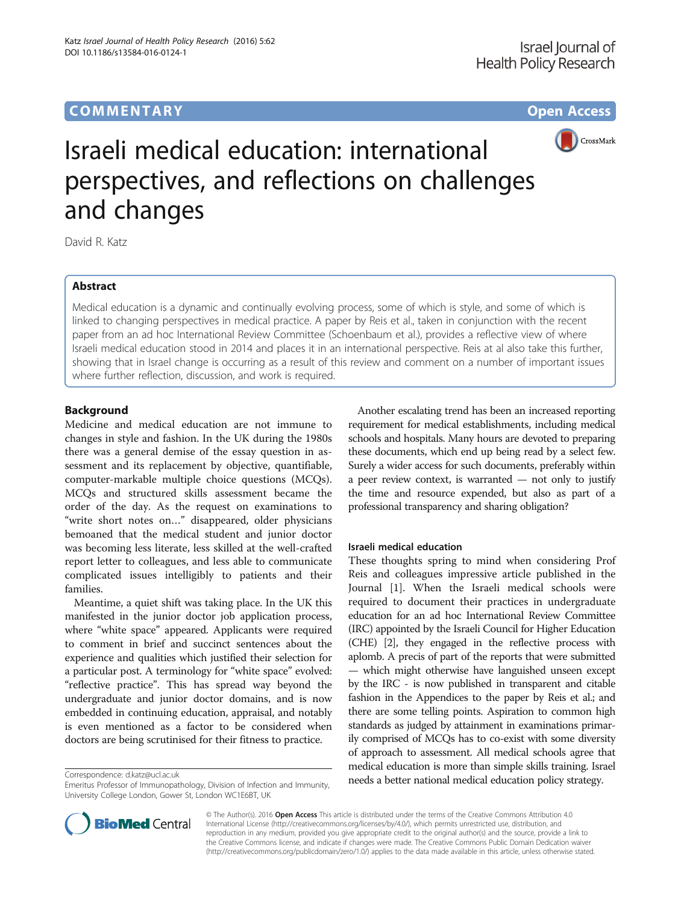**COMMENTARY** **Open Access**

# Israeli medical education: international perspectives, and reflections on challenges and changes

David R. Katz

## Abstract

Medical education is a dynamic and continually evolving process, some of which is style, and some of which is linked to changing perspectives in medical practice. A paper by Reis et al., taken in conjunction with the recent paper from an ad hoc International Review Committee (Schoenbaum et al.), provides a reflective view of where Israeli medical education stood in 2014 and places it in an international perspective. Reis at al also take this further, showing that in Israel change is occurring as a result of this review and comment on a number of important issues where further reflection, discussion, and work is required.

## Background

Medicine and medical education are not immune to changes in style and fashion. In the UK during the 1980s there was a general demise of the essay question in assessment and its replacement by objective, quantifiable, computer-markable multiple choice questions (MCQs). MCQs and structured skills assessment became the order of the day. As the request on examinations to "write short notes on…" disappeared, older physicians bemoaned that the medical student and junior doctor was becoming less literate, less skilled at the well-crafted report letter to colleagues, and less able to communicate complicated issues intelligibly to patients and their families.

Meantime, a quiet shift was taking place. In the UK this manifested in the junior doctor job application process, where "white space" appeared. Applicants were required to comment in brief and succinct sentences about the experience and qualities which justified their selection for a particular post. A terminology for "white space" evolved: "reflective practice". This has spread way beyond the undergraduate and junior doctor domains, and is now embedded in continuing education, appraisal, and notably is even mentioned as a factor to be considered when doctors are being scrutinised for their fitness to practice.

Another escalating trend has been an increased reporting requirement for medical establishments, including medical schools and hospitals. Many hours are devoted to preparing these documents, which end up being read by a select few. Surely a wider access for such documents, preferably within a peer review context, is warranted — not only to justify the time and resource expended, but also as part of a professional transparency and sharing obligation?

### Israeli medical education

These thoughts spring to mind when considering Prof Reis and colleagues impressive article published in the Journal [1]. When the Israeli medical schools were required to document their practices in undergraduate education for an ad hoc International Review Committee (IRC) appointed by the Israeli Council for Higher Education (CHE) [2], they engaged in the reflective process with aplomb. A precis of part of the reports that were submitted — which might otherwise have languished unseen except by the IRC - is now published in transparent and citable fashion in the Appendices to the paper by Reis et al.; and there are some telling points. Aspiration to common high standards as judged by attainment in examinations primarily comprised of MCQs has to co-exist with some diversity of approach to assessment. All medical schools agree that medical education is more than simple skills training. Israel needs a better national medical education policy strategy.

Correspondence: d.katz@ucl.ac.uk
Emeritus Professor of Immunopathology, Division of Infection and Immunity, University College London, Gower St, London WC1E6BT, UK

© The Author(s). 2016 **Open Access** This article is distributed under the terms of the Creative Commons Attribution 4.0 International License (http://creativecommons.org/licenses/by/4.0/), which permits unrestricted use, distribution, and reproduction in any medium, provided you give appropriate credit to the original author(s) and the source, provide a link to the Creative Commons license, and indicate if changes were made. The Creative Commons Public Domain Dedication waiver (http://creativecommons.org/publicdomain/zero/1.0/) applies to the data made available in this article, unless otherwise stated.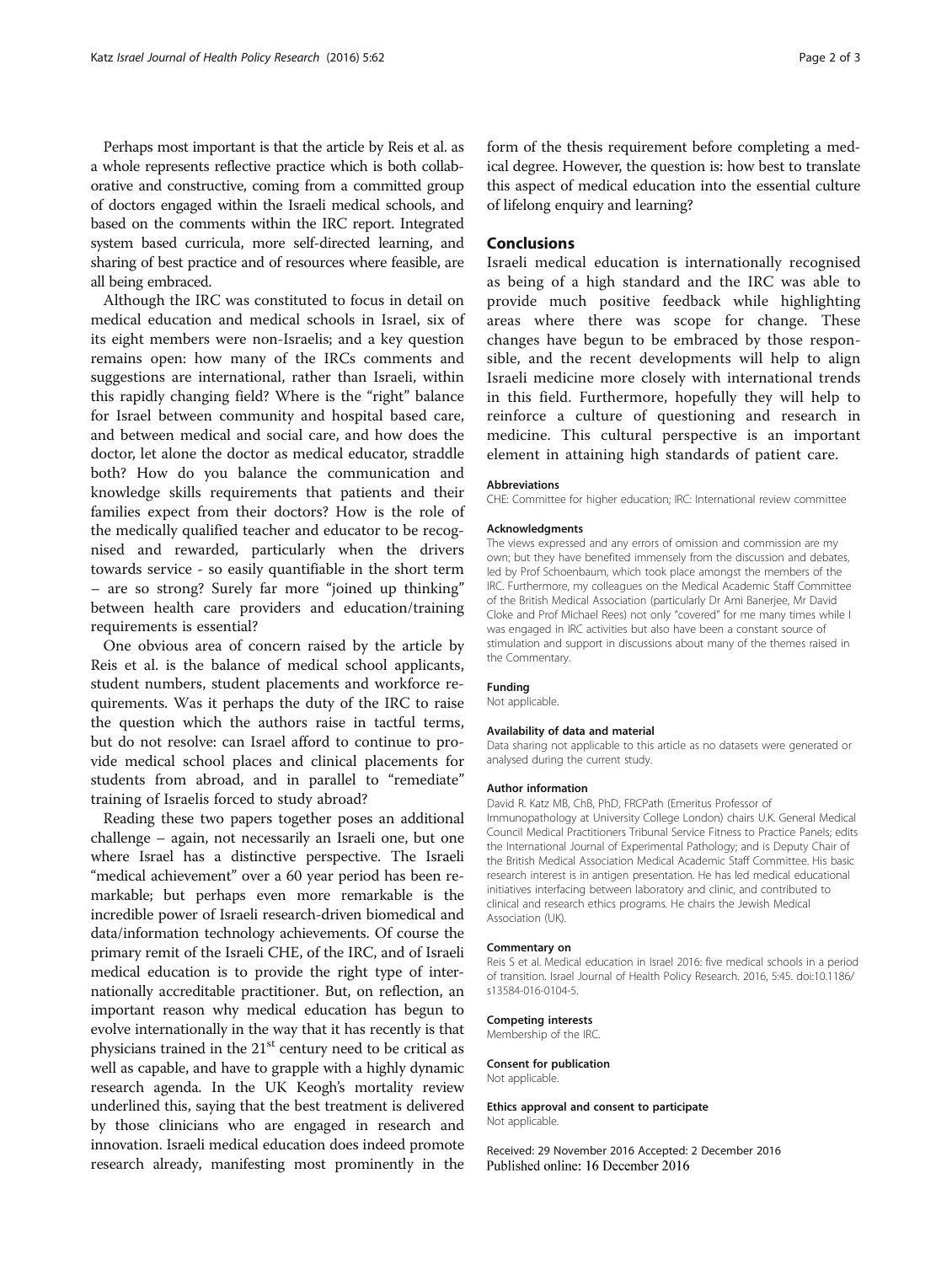Perhaps most important is that the article by Reis et al. as a whole represents reflective practice which is both collaborative and constructive, coming from a committed group of doctors engaged within the Israeli medical schools, and based on the comments within the IRC report. Integrated system based curricula, more self-directed learning, and sharing of best practice and of resources where feasible, are all being embraced.

Although the IRC was constituted to focus in detail on medical education and medical schools in Israel, six of its eight members were non-Israelis; and a key question remains open: how many of the IRCs comments and suggestions are international, rather than Israeli, within this rapidly changing field? Where is the "right" balance for Israel between community and hospital based care, and between medical and social care, and how does the doctor, let alone the doctor as medical educator, straddle both? How do you balance the communication and knowledge skills requirements that patients and their families expect from their doctors? How is the role of the medically qualified teacher and educator to be recognised and rewarded, particularly when the drivers towards service - so easily quantifiable in the short term – are so strong? Surely far more "joined up thinking" between health care providers and education/training requirements is essential?

One obvious area of concern raised by the article by Reis et al. is the balance of medical school applicants, student numbers, student placements and workforce requirements. Was it perhaps the duty of the IRC to raise the question which the authors raise in tactful terms, but do not resolve: can Israel afford to continue to provide medical school places and clinical placements for students from abroad, and in parallel to "remediate" training of Israelis forced to study abroad?

Reading these two papers together poses an additional challenge – again, not necessarily an Israeli one, but one where Israel has a distinctive perspective. The Israeli "medical achievement" over a 60 year period has been remarkable; but perhaps even more remarkable is the incredible power of Israeli research-driven biomedical and data/information technology achievements. Of course the primary remit of the Israeli CHE, of the IRC, and of Israeli medical education is to provide the right type of internationally accreditable practitioner. But, on reflection, an important reason why medical education has begun to evolve internationally in the way that it has recently is that physicians trained in the 21st century need to be critical as well as capable, and have to grapple with a highly dynamic research agenda. In the UK Keogh's mortality review underlined this, saying that the best treatment is delivered by those clinicians who are engaged in research and innovation. Israeli medical education does indeed promote research already, manifesting most prominently in the form of the thesis requirement before completing a medical degree. However, the question is: how best to translate this aspect of medical education into the essential culture of lifelong enquiry and learning?

## Conclusions

Israeli medical education is internationally recognised as being of a high standard and the IRC was able to provide much positive feedback while highlighting areas where there was scope for change. These changes have begun to be embraced by those responsible, and the recent developments will help to align Israeli medicine more closely with international trends in this field. Furthermore, hopefully they will help to reinforce a culture of questioning and research in medicine. This cultural perspective is an important element in attaining high standards of patient care.

#### Abbreviations

CHE: Committee for higher education; IRC: International review committee

#### Acknowledgments

The views expressed and any errors of omission and commission are my own; but they have benefited immensely from the discussion and debates, led by Prof Schoenbaum, which took place amongst the members of the IRC. Furthermore, my colleagues on the Medical Academic Staff Committee of the British Medical Association (particularly Dr Ami Banerjee, Mr David Cloke and Prof Michael Rees) not only "covered" for me many times while I was engaged in IRC activities but also have been a constant source of stimulation and support in discussions about many of the themes raised in the Commentary.

#### Funding

Not applicable.

#### Availability of data and material

Data sharing not applicable to this article as no datasets were generated or analysed during the current study.

#### Author information

David R. Katz MB, ChB, PhD, FRCPath (Emeritus Professor of Immunopathology at University College London) chairs U.K. General Medical Council Medical Practitioners Tribunal Service Fitness to Practice Panels; edits the International Journal of Experimental Pathology; and is Deputy Chair of the British Medical Association Medical Academic Staff Committee. His basic research interest is in antigen presentation. He has led medical educational initiatives interfacing between laboratory and clinic, and contributed to clinical and research ethics programs. He chairs the Jewish Medical Association (UK).

#### Commentary on

Reis S et al. Medical education in Israel 2016: five medical schools in a period of transition. Israel Journal of Health Policy Research. 2016, 5:45. doi:10.1186/s13584-016-0104-5.

#### Competing interests

Membership of the IRC.

#### Consent for publication

Not applicable.

#### Ethics approval and consent to participate

Not applicable.

Received: 29 November 2016 Accepted: 2 December 2016
Published online: 16 December 2016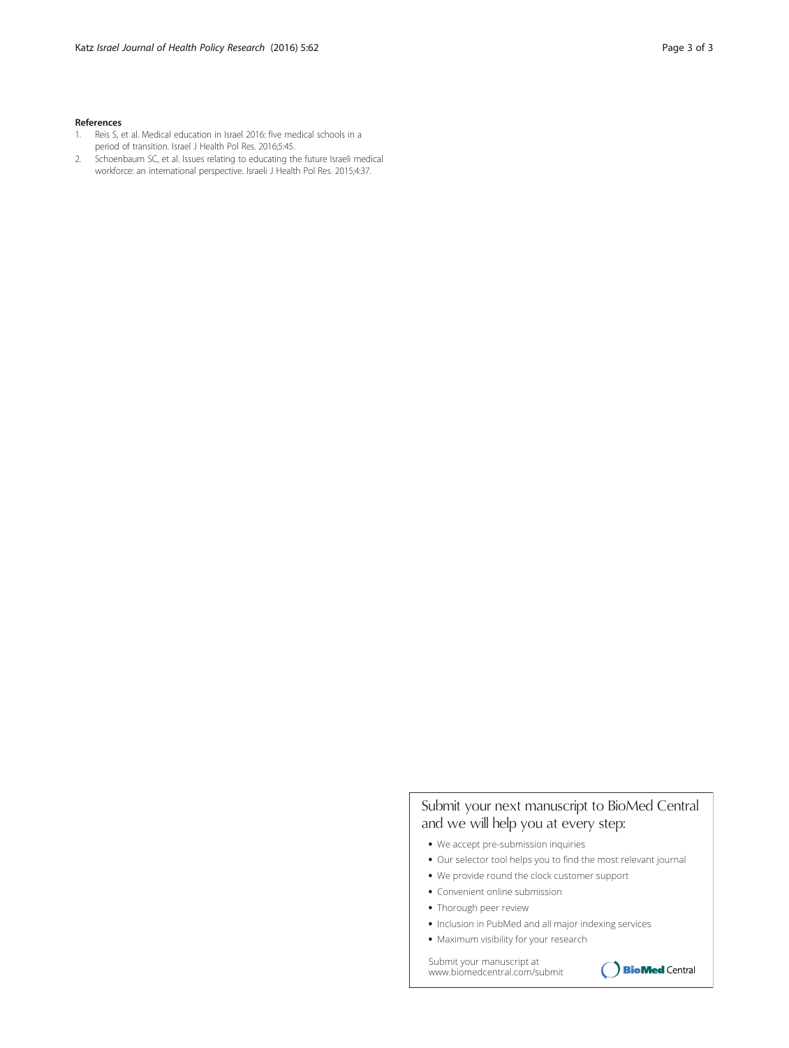### References

1. Reis S, et al. Medical education in Israel 2016: five medical schools in a period of transition. Israel J Health Pol Res. 2016;5:45.
2. Schoenbaum SC, et al. Issues relating to educating the future Israeli medical workforce: an international perspective. Israeli J Health Pol Res. 2015;4:37.

Submit your next manuscript to BioMed Central and we will help you at every step:

- We accept pre-submission inquiries
- Our selector tool helps you to find the most relevant journal
- We provide round the clock customer support
- Convenient online submission
- Thorough peer review
- Inclusion in PubMed and all major indexing services
- Maximum visibility for your research

Submit your manuscript at www.biomedcentral.com/submit

BioMed Central